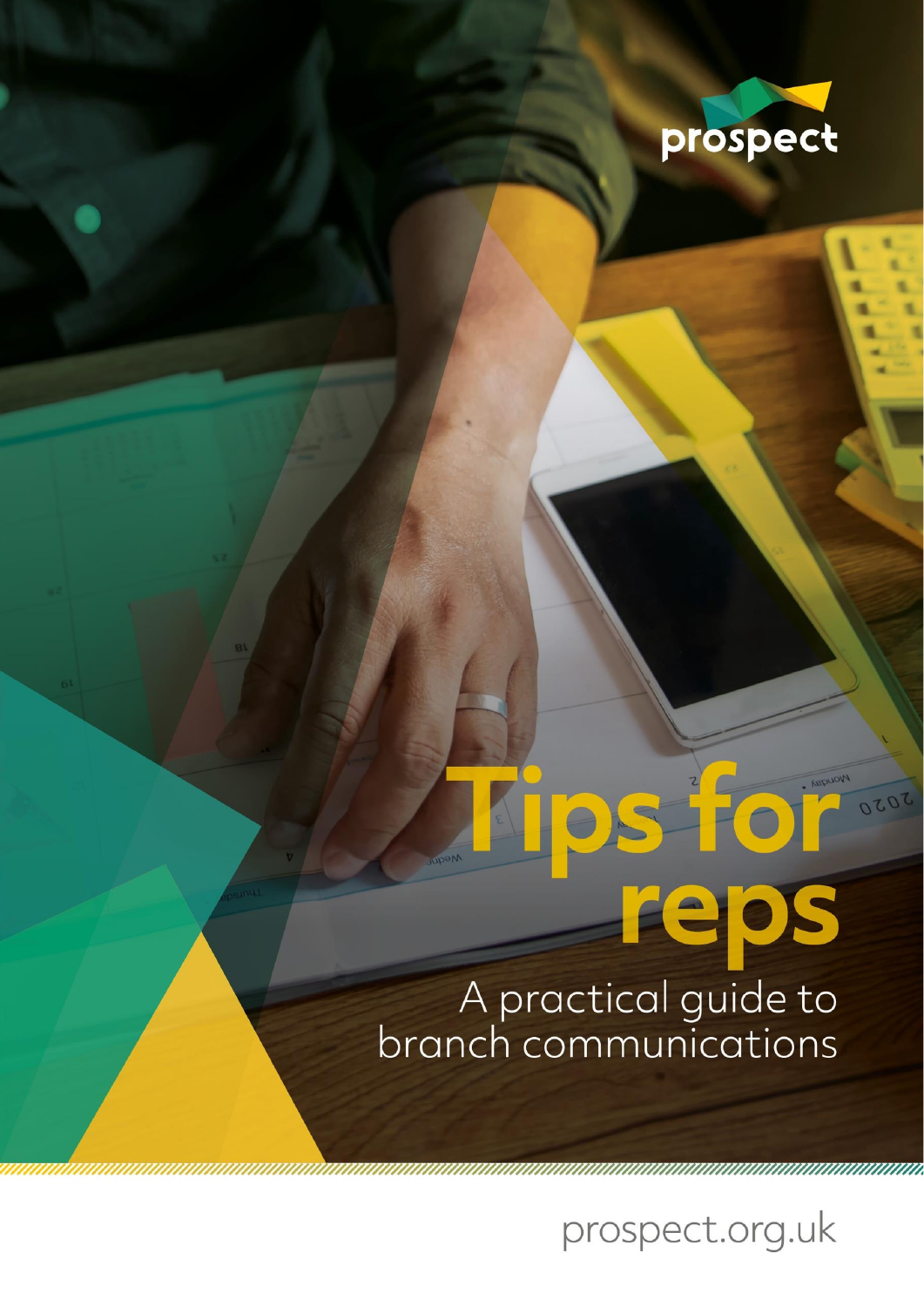prospect

# Tips for reps

## A practical guide to branch communications

prospect.org.uk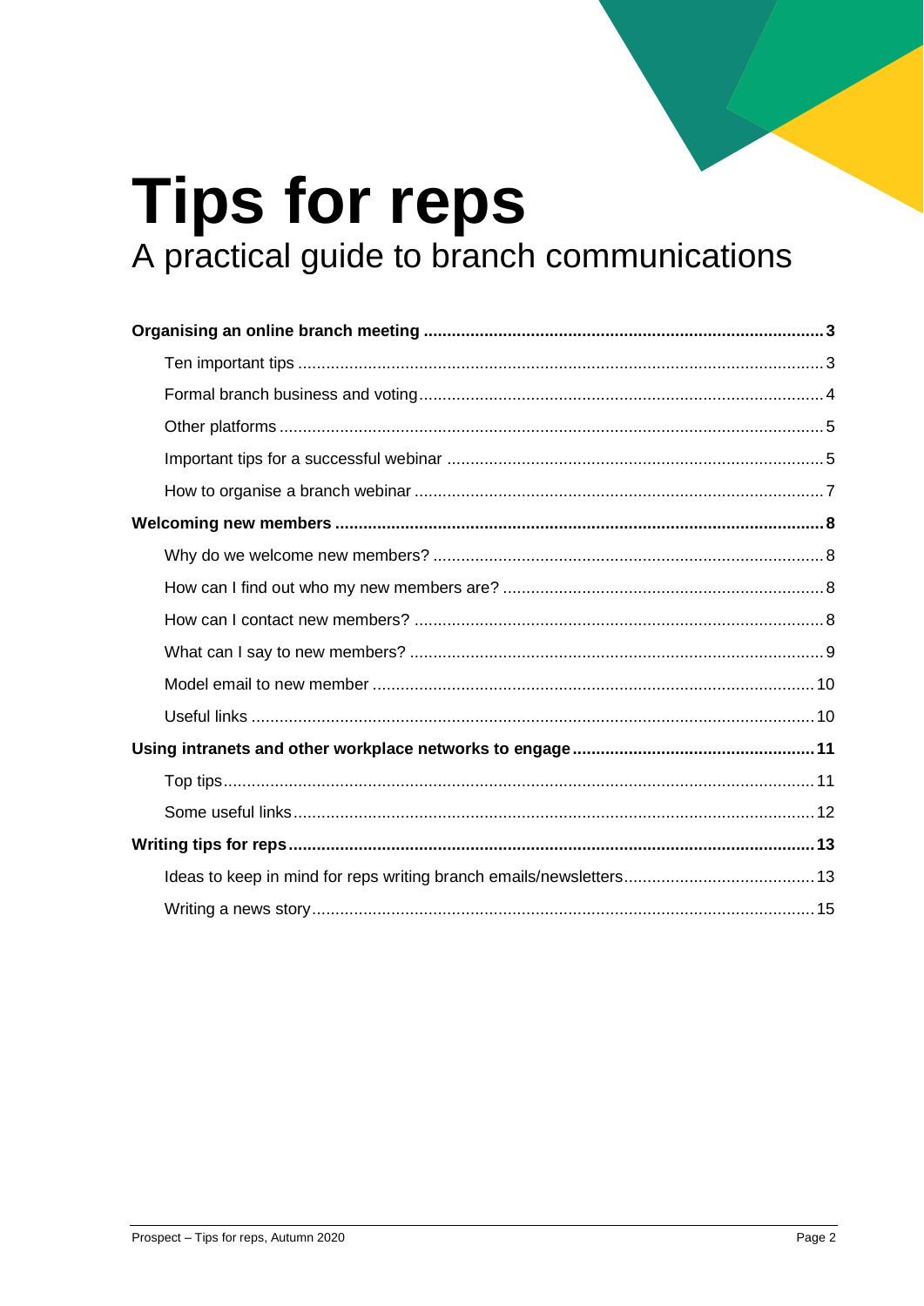# Tips for reps

A practical guide to branch communications

**Organising an online branch meeting** .......... **3**

- Ten important tips .......... 3
- Formal branch business and voting .......... 4
- Other platforms .......... 5
- Important tips for a successful webinar .......... 5
- How to organise a branch webinar .......... 7

**Welcoming new members** .......... **8**

- Why do we welcome new members? .......... 8
- How can I find out who my new members are? .......... 8
- How can I contact new members? .......... 8
- What can I say to new members? .......... 9
- Model email to new member .......... 10
- Useful links .......... 10

**Using intranets and other workplace networks to engage** .......... **11**

- Top tips .......... 11
- Some useful links .......... 12

**Writing tips for reps** .......... **13**

- Ideas to keep in mind for reps writing branch emails/newsletters .......... 13
- Writing a news story .......... 15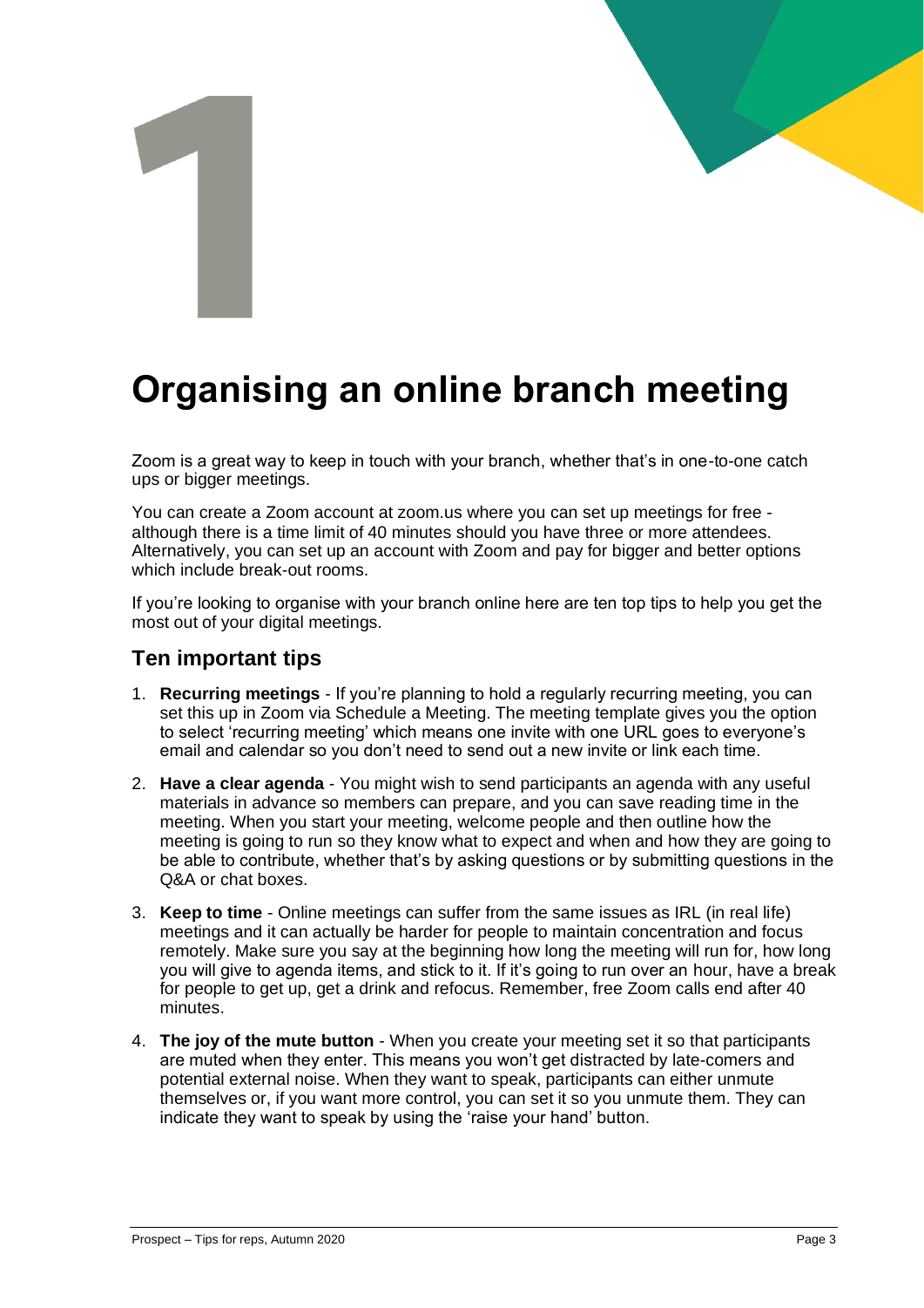# 1

# Organising an online branch meeting

Zoom is a great way to keep in touch with your branch, whether that's in one-to-one catch ups or bigger meetings.

You can create a Zoom account at zoom.us where you can set up meetings for free - although there is a time limit of 40 minutes should you have three or more attendees. Alternatively, you can set up an account with Zoom and pay for bigger and better options which include break-out rooms.

If you're looking to organise with your branch online here are ten top tips to help you get the most out of your digital meetings.

## Ten important tips

1. **Recurring meetings** - If you're planning to hold a regularly recurring meeting, you can set this up in Zoom via Schedule a Meeting. The meeting template gives you the option to select 'recurring meeting' which means one invite with one URL goes to everyone's email and calendar so you don't need to send out a new invite or link each time.
2. **Have a clear agenda** - You might wish to send participants an agenda with any useful materials in advance so members can prepare, and you can save reading time in the meeting. When you start your meeting, welcome people and then outline how the meeting is going to run so they know what to expect and when and how they are going to be able to contribute, whether that's by asking questions or by submitting questions in the Q&A or chat boxes.
3. **Keep to time** - Online meetings can suffer from the same issues as IRL (in real life) meetings and it can actually be harder for people to maintain concentration and focus remotely. Make sure you say at the beginning how long the meeting will run for, how long you will give to agenda items, and stick to it. If it's going to run over an hour, have a break for people to get up, get a drink and refocus. Remember, free Zoom calls end after 40 minutes.
4. **The joy of the mute button** - When you create your meeting set it so that participants are muted when they enter. This means you won't get distracted by late-comers and potential external noise. When they want to speak, participants can either unmute themselves or, if you want more control, you can set it so you unmute them. They can indicate they want to speak by using the 'raise your hand' button.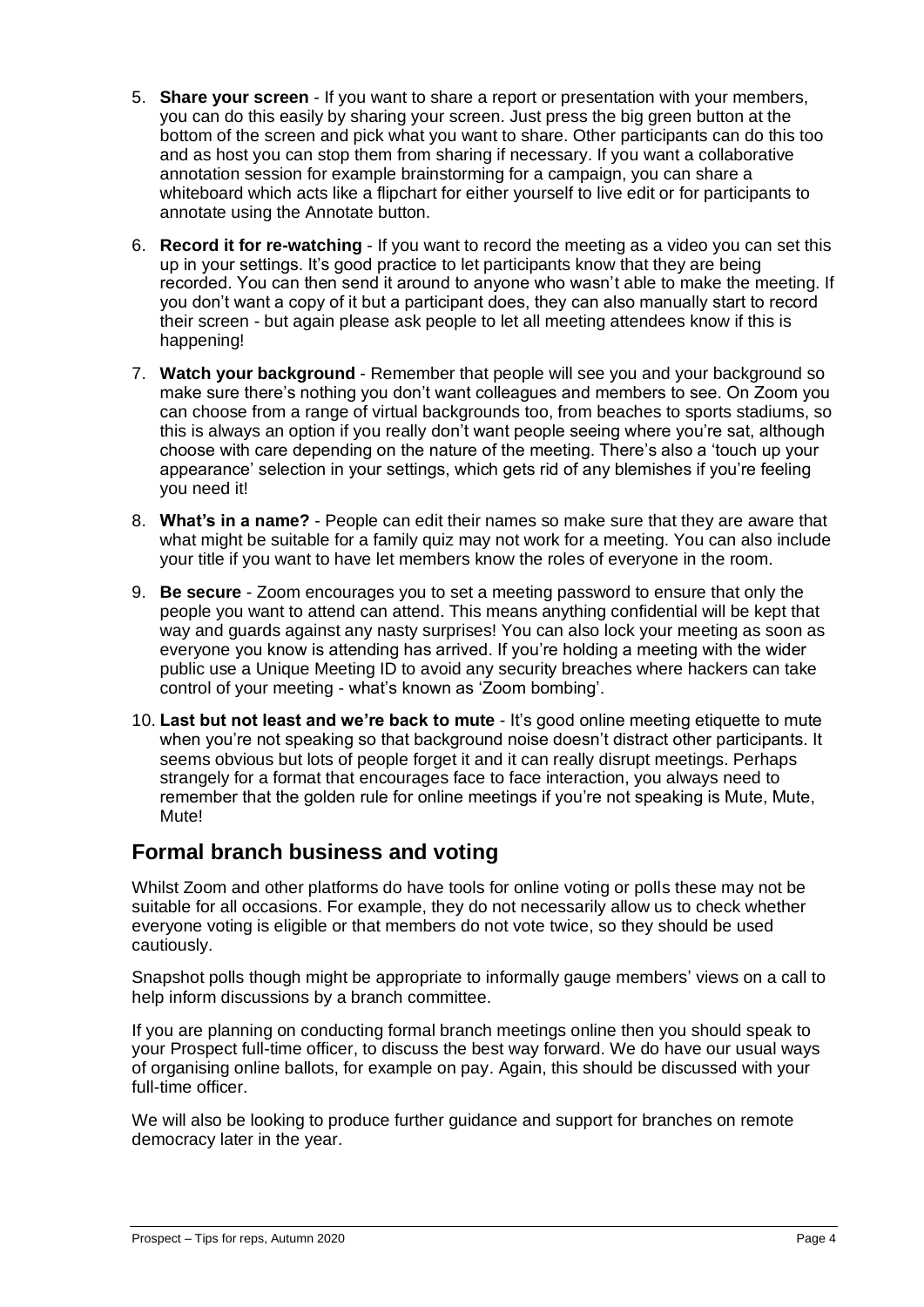5. **Share your screen** - If you want to share a report or presentation with your members, you can do this easily by sharing your screen. Just press the big green button at the bottom of the screen and pick what you want to share. Other participants can do this too and as host you can stop them from sharing if necessary. If you want a collaborative annotation session for example brainstorming for a campaign, you can share a whiteboard which acts like a flipchart for either yourself to live edit or for participants to annotate using the Annotate button.
6. **Record it for re-watching** - If you want to record the meeting as a video you can set this up in your settings. It's good practice to let participants know that they are being recorded. You can then send it around to anyone who wasn't able to make the meeting. If you don't want a copy of it but a participant does, they can also manually start to record their screen - but again please ask people to let all meeting attendees know if this is happening!
7. **Watch your background** - Remember that people will see you and your background so make sure there's nothing you don't want colleagues and members to see. On Zoom you can choose from a range of virtual backgrounds too, from beaches to sports stadiums, so this is always an option if you really don't want people seeing where you're sat, although choose with care depending on the nature of the meeting. There's also a 'touch up your appearance' selection in your settings, which gets rid of any blemishes if you're feeling you need it!
8. **What's in a name?** - People can edit their names so make sure that they are aware that what might be suitable for a family quiz may not work for a meeting. You can also include your title if you want to have let members know the roles of everyone in the room.
9. **Be secure** - Zoom encourages you to set a meeting password to ensure that only the people you want to attend can attend. This means anything confidential will be kept that way and guards against any nasty surprises! You can also lock your meeting as soon as everyone you know is attending has arrived. If you're holding a meeting with the wider public use a Unique Meeting ID to avoid any security breaches where hackers can take control of your meeting - what's known as 'Zoom bombing'.
10. **Last but not least and we're back to mute** - It's good online meeting etiquette to mute when you're not speaking so that background noise doesn't distract other participants. It seems obvious but lots of people forget it and it can really disrupt meetings. Perhaps strangely for a format that encourages face to face interaction, you always need to remember that the golden rule for online meetings if you're not speaking is Mute, Mute, Mute!

## Formal branch business and voting

Whilst Zoom and other platforms do have tools for online voting or polls these may not be suitable for all occasions. For example, they do not necessarily allow us to check whether everyone voting is eligible or that members do not vote twice, so they should be used cautiously.

Snapshot polls though might be appropriate to informally gauge members' views on a call to help inform discussions by a branch committee.

If you are planning on conducting formal branch meetings online then you should speak to your Prospect full-time officer, to discuss the best way forward. We do have our usual ways of organising online ballots, for example on pay. Again, this should be discussed with your full-time officer.

We will also be looking to produce further guidance and support for branches on remote democracy later in the year.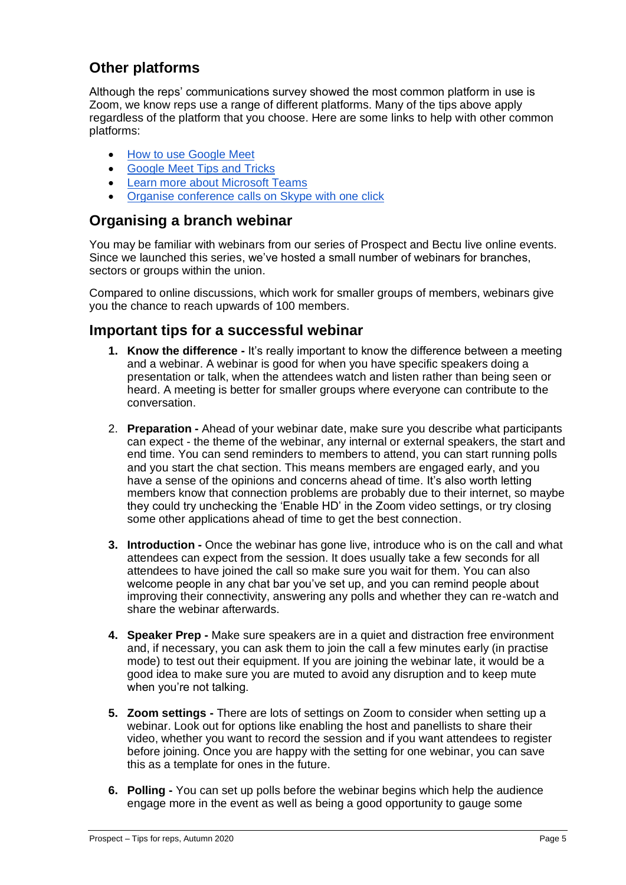## Other platforms

Although the reps' communications survey showed the most common platform in use is Zoom, we know reps use a range of different platforms. Many of the tips above apply regardless of the platform that you choose. Here are some links to help with other common platforms:

- How to use Google Meet
- Google Meet Tips and Tricks
- Learn more about Microsoft Teams
- Organise conference calls on Skype with one click

## Organising a branch webinar

You may be familiar with webinars from our series of Prospect and Bectu live online events. Since we launched this series, we've hosted a small number of webinars for branches, sectors or groups within the union.

Compared to online discussions, which work for smaller groups of members, webinars give you the chance to reach upwards of 100 members.

## Important tips for a successful webinar

1. **Know the difference -** It's really important to know the difference between a meeting and a webinar. A webinar is good for when you have specific speakers doing a presentation or talk, when the attendees watch and listen rather than being seen or heard. A meeting is better for smaller groups where everyone can contribute to the conversation.

2. **Preparation -** Ahead of your webinar date, make sure you describe what participants can expect - the theme of the webinar, any internal or external speakers, the start and end time. You can send reminders to members to attend, you can start running polls and you start the chat section. This means members are engaged early, and you have a sense of the opinions and concerns ahead of time. It's also worth letting members know that connection problems are probably due to their internet, so maybe they could try unchecking the 'Enable HD' in the Zoom video settings, or try closing some other applications ahead of time to get the best connection.

3. **Introduction -** Once the webinar has gone live, introduce who is on the call and what attendees can expect from the session. It does usually take a few seconds for all attendees to have joined the call so make sure you wait for them. You can also welcome people in any chat bar you've set up, and you can remind people about improving their connectivity, answering any polls and whether they can re-watch and share the webinar afterwards.

4. **Speaker Prep -** Make sure speakers are in a quiet and distraction free environment and, if necessary, you can ask them to join the call a few minutes early (in practise mode) to test out their equipment. If you are joining the webinar late, it would be a good idea to make sure you are muted to avoid any disruption and to keep mute when you're not talking.

5. **Zoom settings -** There are lots of settings on Zoom to consider when setting up a webinar. Look out for options like enabling the host and panellists to share their video, whether you want to record the session and if you want attendees to register before joining. Once you are happy with the setting for one webinar, you can save this as a template for ones in the future.

6. **Polling -** You can set up polls before the webinar begins which help the audience engage more in the event as well as being a good opportunity to gauge some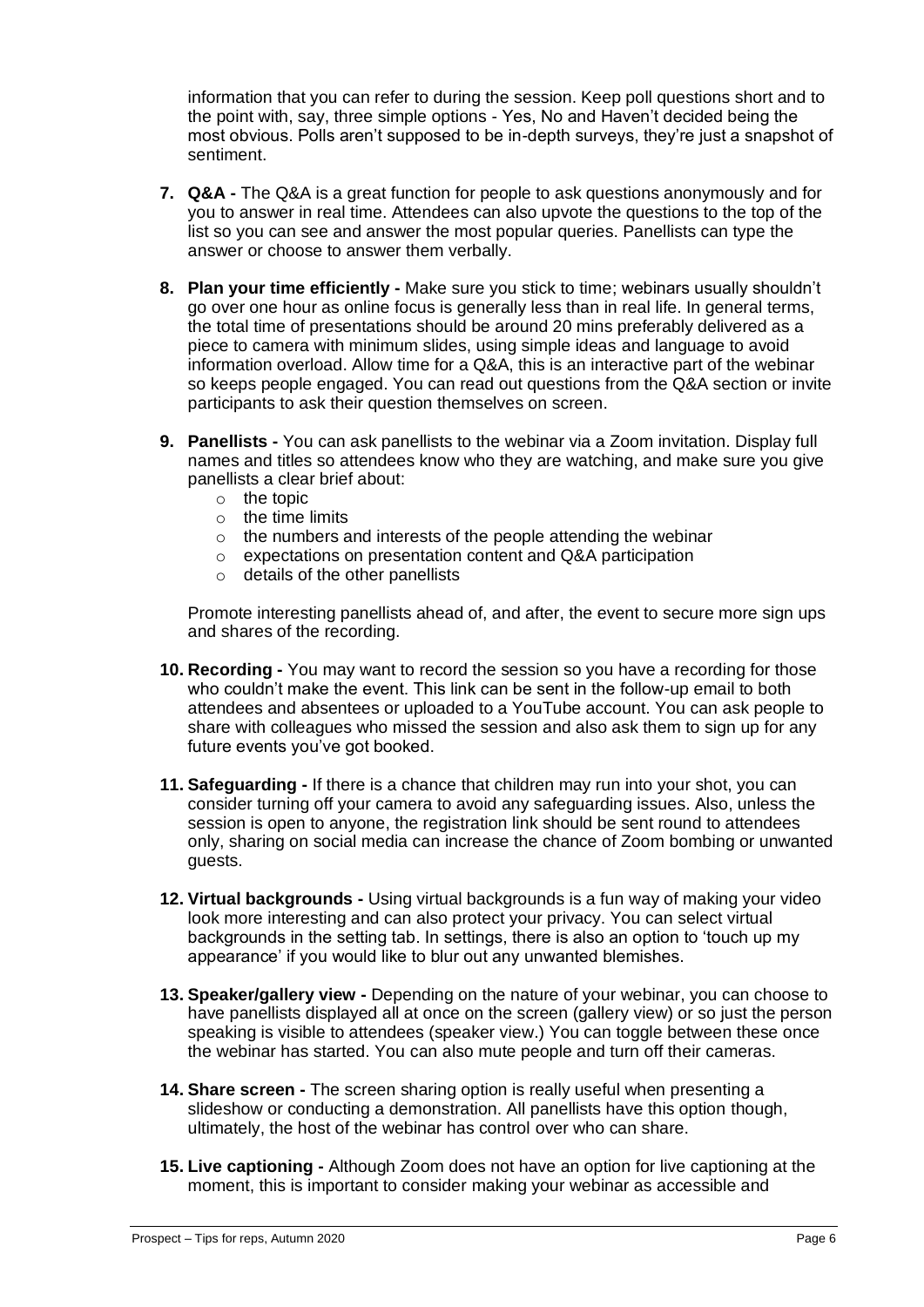information that you can refer to during the session. Keep poll questions short and to the point with, say, three simple options - Yes, No and Haven't decided being the most obvious. Polls aren't supposed to be in-depth surveys, they're just a snapshot of sentiment.

7. **Q&A -** The Q&A is a great function for people to ask questions anonymously and for you to answer in real time. Attendees can also upvote the questions to the top of the list so you can see and answer the most popular queries. Panellists can type the answer or choose to answer them verbally.

8. **Plan your time efficiently -** Make sure you stick to time; webinars usually shouldn't go over one hour as online focus is generally less than in real life. In general terms, the total time of presentations should be around 20 mins preferably delivered as a piece to camera with minimum slides, using simple ideas and language to avoid information overload. Allow time for a Q&A, this is an interactive part of the webinar so keeps people engaged. You can read out questions from the Q&A section or invite participants to ask their question themselves on screen.

9. **Panellists -** You can ask panellists to the webinar via a Zoom invitation. Display full names and titles so attendees know who they are watching, and make sure you give panellists a clear brief about:
   - the topic
   - the time limits
   - the numbers and interests of the people attending the webinar
   - expectations on presentation content and Q&A participation
   - details of the other panellists

   Promote interesting panellists ahead of, and after, the event to secure more sign ups and shares of the recording.

10. **Recording -** You may want to record the session so you have a recording for those who couldn't make the event. This link can be sent in the follow-up email to both attendees and absentees or uploaded to a YouTube account. You can ask people to share with colleagues who missed the session and also ask them to sign up for any future events you've got booked.

11. **Safeguarding -** If there is a chance that children may run into your shot, you can consider turning off your camera to avoid any safeguarding issues. Also, unless the session is open to anyone, the registration link should be sent round to attendees only, sharing on social media can increase the chance of Zoom bombing or unwanted guests.

12. **Virtual backgrounds -** Using virtual backgrounds is a fun way of making your video look more interesting and can also protect your privacy. You can select virtual backgrounds in the setting tab. In settings, there is also an option to 'touch up my appearance' if you would like to blur out any unwanted blemishes.

13. **Speaker/gallery view -** Depending on the nature of your webinar, you can choose to have panellists displayed all at once on the screen (gallery view) or so just the person speaking is visible to attendees (speaker view.) You can toggle between these once the webinar has started. You can also mute people and turn off their cameras.

14. **Share screen -** The screen sharing option is really useful when presenting a slideshow or conducting a demonstration. All panellists have this option though, ultimately, the host of the webinar has control over who can share.

15. **Live captioning -** Although Zoom does not have an option for live captioning at the moment, this is important to consider making your webinar as accessible and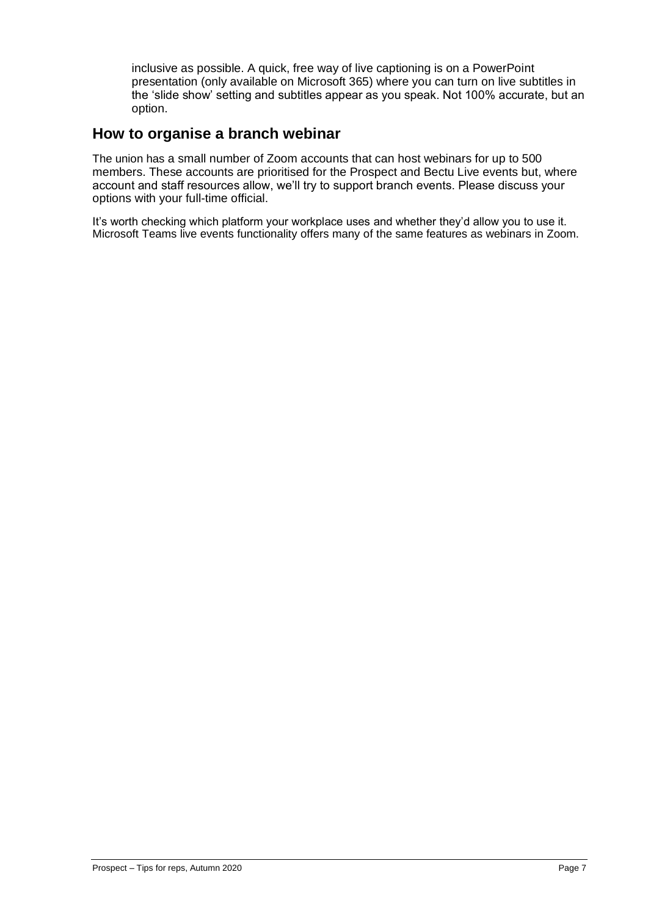inclusive as possible. A quick, free way of live captioning is on a PowerPoint presentation (only available on Microsoft 365) where you can turn on live subtitles in the 'slide show' setting and subtitles appear as you speak. Not 100% accurate, but an option.

## How to organise a branch webinar

The union has a small number of Zoom accounts that can host webinars for up to 500 members. These accounts are prioritised for the Prospect and Bectu Live events but, where account and staff resources allow, we'll try to support branch events. Please discuss your options with your full-time official.

It's worth checking which platform your workplace uses and whether they'd allow you to use it. Microsoft Teams live events functionality offers many of the same features as webinars in Zoom.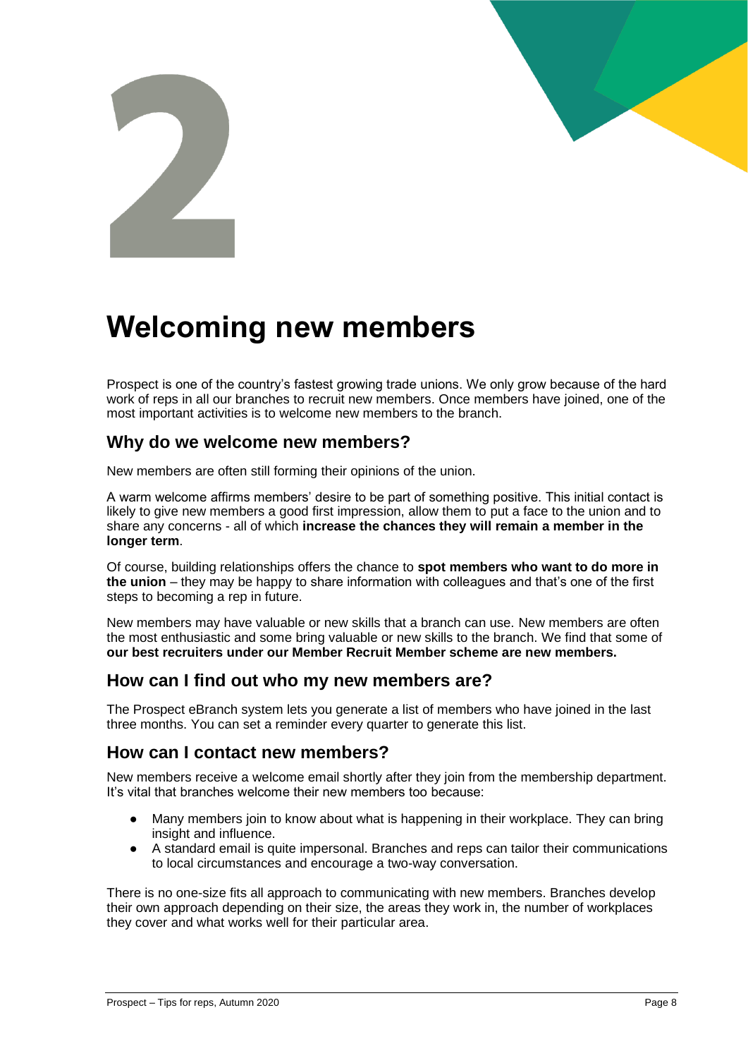2

# Welcoming new members

Prospect is one of the country's fastest growing trade unions. We only grow because of the hard work of reps in all our branches to recruit new members. Once members have joined, one of the most important activities is to welcome new members to the branch.

## Why do we welcome new members?

New members are often still forming their opinions of the union.

A warm welcome affirms members' desire to be part of something positive. This initial contact is likely to give new members a good first impression, allow them to put a face to the union and to share any concerns - all of which **increase the chances they will remain a member in the longer term**.

Of course, building relationships offers the chance to **spot members who want to do more in the union** – they may be happy to share information with colleagues and that's one of the first steps to becoming a rep in future.

New members may have valuable or new skills that a branch can use. New members are often the most enthusiastic and some bring valuable or new skills to the branch. We find that some of **our best recruiters under our Member Recruit Member scheme are new members.**

## How can I find out who my new members are?

The Prospect eBranch system lets you generate a list of members who have joined in the last three months. You can set a reminder every quarter to generate this list.

## How can I contact new members?

New members receive a welcome email shortly after they join from the membership department. It's vital that branches welcome their new members too because:

- Many members join to know about what is happening in their workplace. They can bring insight and influence.
- A standard email is quite impersonal. Branches and reps can tailor their communications to local circumstances and encourage a two-way conversation.

There is no one-size fits all approach to communicating with new members. Branches develop their own approach depending on their size, the areas they work in, the number of workplaces they cover and what works well for their particular area.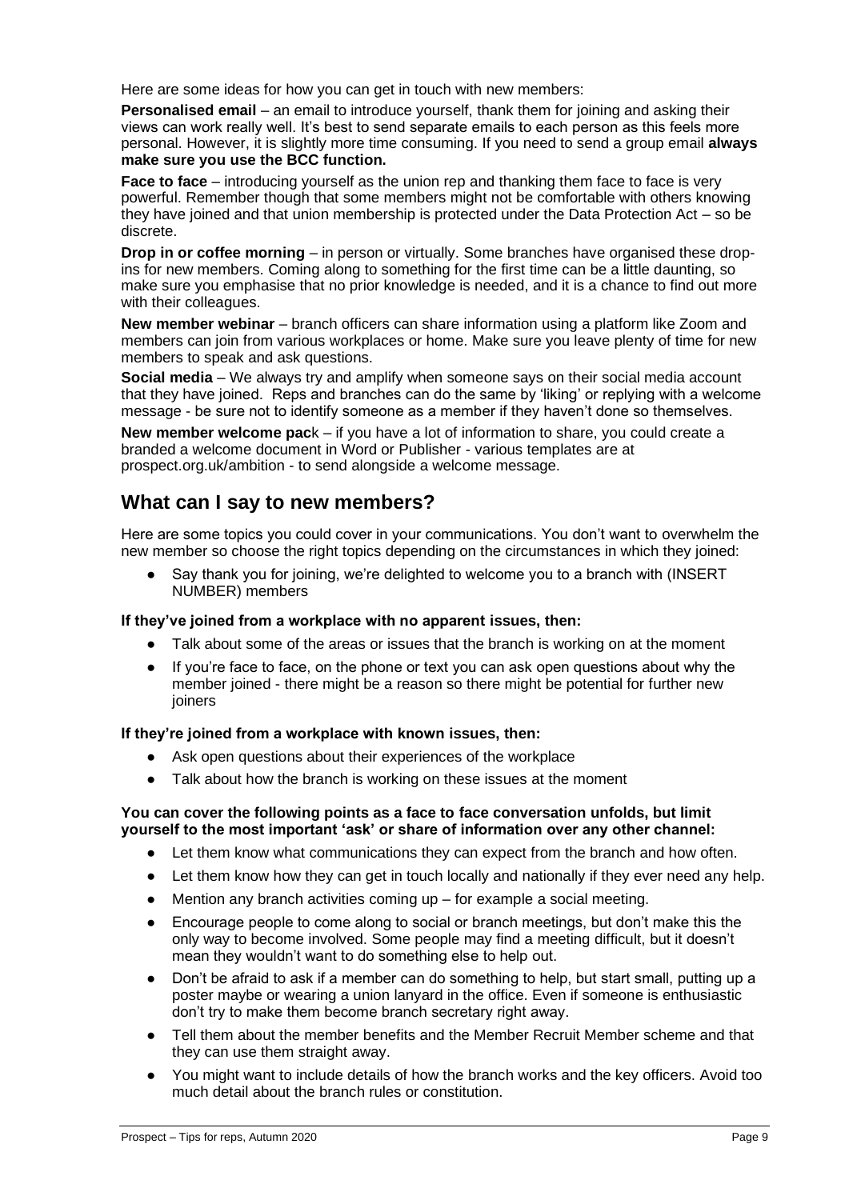Here are some ideas for how you can get in touch with new members:

**Personalised email** – an email to introduce yourself, thank them for joining and asking their views can work really well. It's best to send separate emails to each person as this feels more personal. However, it is slightly more time consuming. If you need to send a group email **always make sure you use the BCC function.**

**Face to face** – introducing yourself as the union rep and thanking them face to face is very powerful. Remember though that some members might not be comfortable with others knowing they have joined and that union membership is protected under the Data Protection Act – so be discrete.

**Drop in or coffee morning** – in person or virtually. Some branches have organised these drop-ins for new members. Coming along to something for the first time can be a little daunting, so make sure you emphasise that no prior knowledge is needed, and it is a chance to find out more with their colleagues.

**New member webinar** – branch officers can share information using a platform like Zoom and members can join from various workplaces or home. Make sure you leave plenty of time for new members to speak and ask questions.

**Social media** – We always try and amplify when someone says on their social media account that they have joined. Reps and branches can do the same by 'liking' or replying with a welcome message - be sure not to identify someone as a member if they haven't done so themselves.

**New member welcome pac**k – if you have a lot of information to share, you could create a branded a welcome document in Word or Publisher - various templates are at prospect.org.uk/ambition - to send alongside a welcome message.

## What can I say to new members?

Here are some topics you could cover in your communications. You don't want to overwhelm the new member so choose the right topics depending on the circumstances in which they joined:

- Say thank you for joining, we're delighted to welcome you to a branch with (INSERT NUMBER) members

**If they've joined from a workplace with no apparent issues, then:**

- Talk about some of the areas or issues that the branch is working on at the moment
- If you're face to face, on the phone or text you can ask open questions about why the member joined - there might be a reason so there might be potential for further new joiners

**If they're joined from a workplace with known issues, then:**

- Ask open questions about their experiences of the workplace
- Talk about how the branch is working on these issues at the moment

**You can cover the following points as a face to face conversation unfolds, but limit yourself to the most important 'ask' or share of information over any other channel:**

- Let them know what communications they can expect from the branch and how often.
- Let them know how they can get in touch locally and nationally if they ever need any help.
- Mention any branch activities coming up – for example a social meeting.
- Encourage people to come along to social or branch meetings, but don't make this the only way to become involved. Some people may find a meeting difficult, but it doesn't mean they wouldn't want to do something else to help out.
- Don't be afraid to ask if a member can do something to help, but start small, putting up a poster maybe or wearing a union lanyard in the office. Even if someone is enthusiastic don't try to make them become branch secretary right away.
- Tell them about the member benefits and the Member Recruit Member scheme and that they can use them straight away.
- You might want to include details of how the branch works and the key officers. Avoid too much detail about the branch rules or constitution.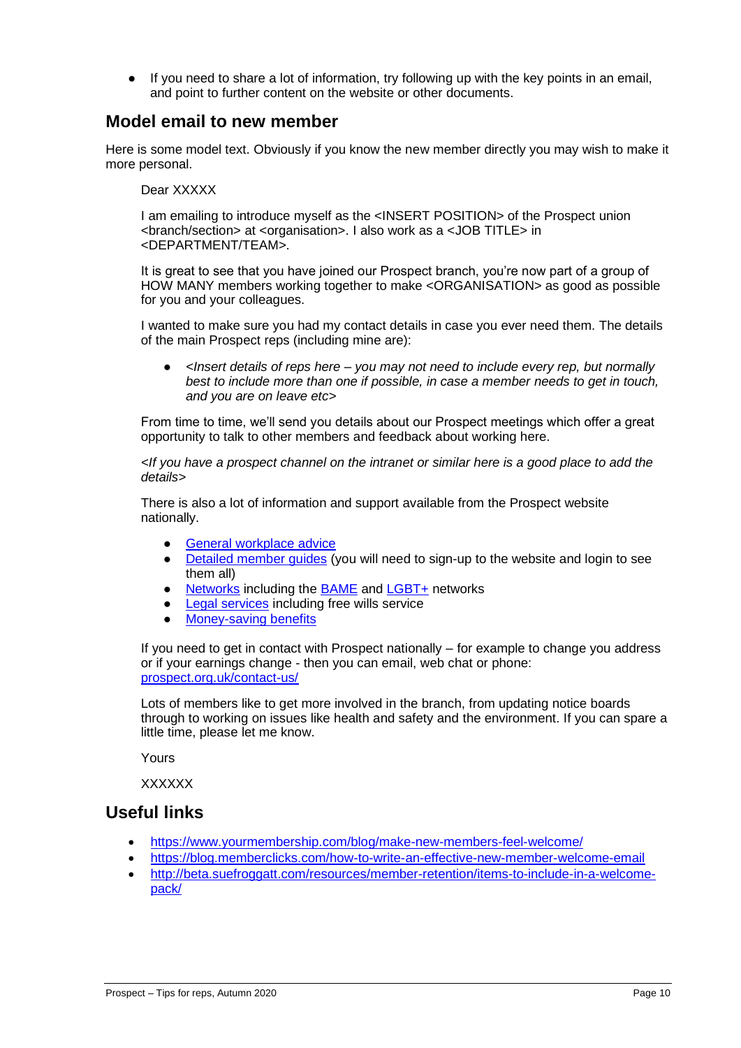- If you need to share a lot of information, try following up with the key points in an email, and point to further content on the website or other documents.

## Model email to new member

Here is some model text. Obviously if you know the new member directly you may wish to make it more personal.

> Dear XXXXX
>
> I am emailing to introduce myself as the <INSERT POSITION> of the Prospect union <branch/section> at <organisation>. I also work as a <JOB TITLE> in <DEPARTMENT/TEAM>.
>
> It is great to see that you have joined our Prospect branch, you're now part of a group of HOW MANY members working together to make <ORGANISATION> as good as possible for you and your colleagues.
>
> I wanted to make sure you had my contact details in case you ever need them. The details of the main Prospect reps (including mine are):
>
> - *<Insert details of reps here – you may not need to include every rep, but normally best to include more than one if possible, in case a member needs to get in touch, and you are on leave etc>*
>
> From time to time, we'll send you details about our Prospect meetings which offer a great opportunity to talk to other members and feedback about working here.
>
> *<If you have a prospect channel on the intranet or similar here is a good place to add the details>*
>
> There is also a lot of information and support available from the Prospect website nationally.
>
> - General workplace advice
> - Detailed member guides (you will need to sign-up to the website and login to see them all)
> - Networks including the BAME and LGBT+ networks
> - Legal services including free wills service
> - Money-saving benefits
>
> If you need to get in contact with Prospect nationally – for example to change you address or if your earnings change - then you can email, web chat or phone: prospect.org.uk/contact-us/
>
> Lots of members like to get more involved in the branch, from updating notice boards through to working on issues like health and safety and the environment. If you can spare a little time, please let me know.
>
> Yours
>
> XXXXXX

## Useful links

- https://www.yourmembership.com/blog/make-new-members-feel-welcome/
- https://blog.memberclicks.com/how-to-write-an-effective-new-member-welcome-email
- http://beta.suefroggatt.com/resources/member-retention/items-to-include-in-a-welcome-pack/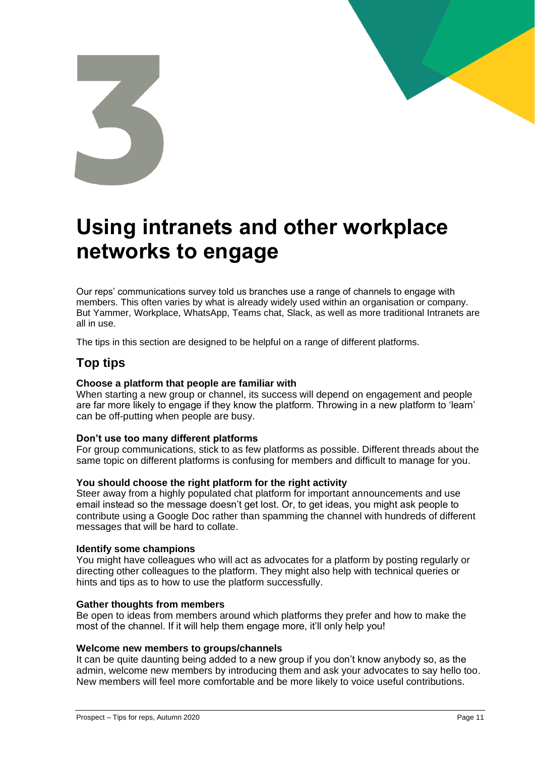# 3

# Using intranets and other workplace networks to engage

Our reps' communications survey told us branches use a range of channels to engage with members. This often varies by what is already widely used within an organisation or company. But Yammer, Workplace, WhatsApp, Teams chat, Slack, as well as more traditional Intranets are all in use.

The tips in this section are designed to be helpful on a range of different platforms.

## Top tips

**Choose a platform that people are familiar with**
When starting a new group or channel, its success will depend on engagement and people are far more likely to engage if they know the platform. Throwing in a new platform to 'learn' can be off-putting when people are busy.

**Don't use too many different platforms**
For group communications, stick to as few platforms as possible. Different threads about the same topic on different platforms is confusing for members and difficult to manage for you.

**You should choose the right platform for the right activity**
Steer away from a highly populated chat platform for important announcements and use email instead so the message doesn't get lost. Or, to get ideas, you might ask people to contribute using a Google Doc rather than spamming the channel with hundreds of different messages that will be hard to collate.

**Identify some champions**
You might have colleagues who will act as advocates for a platform by posting regularly or directing other colleagues to the platform. They might also help with technical queries or hints and tips as to how to use the platform successfully.

**Gather thoughts from members**
Be open to ideas from members around which platforms they prefer and how to make the most of the channel. If it will help them engage more, it'll only help you!

**Welcome new members to groups/channels**
It can be quite daunting being added to a new group if you don't know anybody so, as the admin, welcome new members by introducing them and ask your advocates to say hello too. New members will feel more comfortable and be more likely to voice useful contributions.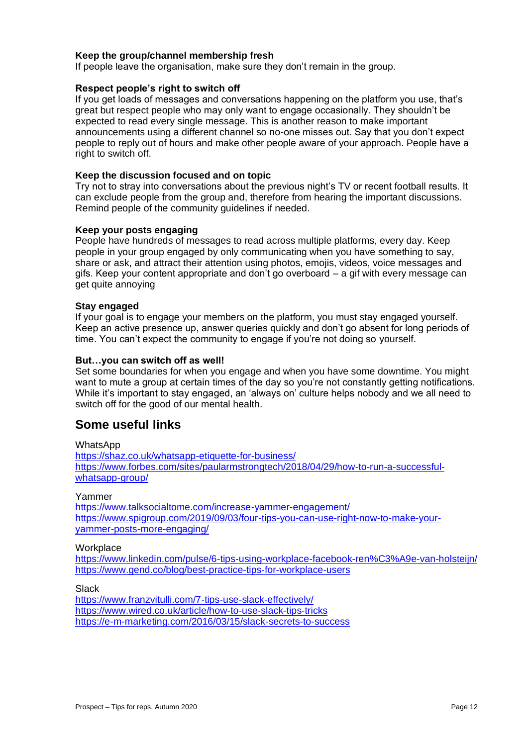**Keep the group/channel membership fresh**
If people leave the organisation, make sure they don't remain in the group.

**Respect people's right to switch off**
If you get loads of messages and conversations happening on the platform you use, that's great but respect people who may only want to engage occasionally. They shouldn't be expected to read every single message. This is another reason to make important announcements using a different channel so no-one misses out. Say that you don't expect people to reply out of hours and make other people aware of your approach. People have a right to switch off.

**Keep the discussion focused and on topic**
Try not to stray into conversations about the previous night's TV or recent football results. It can exclude people from the group and, therefore from hearing the important discussions. Remind people of the community guidelines if needed.

**Keep your posts engaging**
People have hundreds of messages to read across multiple platforms, every day. Keep people in your group engaged by only communicating when you have something to say, share or ask, and attract their attention using photos, emojis, videos, voice messages and gifs. Keep your content appropriate and don't go overboard – a gif with every message can get quite annoying

**Stay engaged**
If your goal is to engage your members on the platform, you must stay engaged yourself. Keep an active presence up, answer queries quickly and don't go absent for long periods of time. You can't expect the community to engage if you're not doing so yourself.

**But…you can switch off as well!**
Set some boundaries for when you engage and when you have some downtime. You might want to mute a group at certain times of the day so you're not constantly getting notifications. While it's important to stay engaged, an 'always on' culture helps nobody and we all need to switch off for the good of our mental health.

## Some useful links

WhatsApp
https://shaz.co.uk/whatsapp-etiquette-for-business/
https://www.forbes.com/sites/paularmstrongtech/2018/04/29/how-to-run-a-successful-whatsapp-group/

Yammer
https://www.talksocialtome.com/increase-yammer-engagement/
https://www.spigroup.com/2019/09/03/four-tips-you-can-use-right-now-to-make-your-yammer-posts-more-engaging/

Workplace
https://www.linkedin.com/pulse/6-tips-using-workplace-facebook-ren%C3%A9e-van-holsteijn/
https://www.gend.co/blog/best-practice-tips-for-workplace-users

Slack
https://www.franzvitulli.com/7-tips-use-slack-effectively/
https://www.wired.co.uk/article/how-to-use-slack-tips-tricks
https://e-m-marketing.com/2016/03/15/slack-secrets-to-success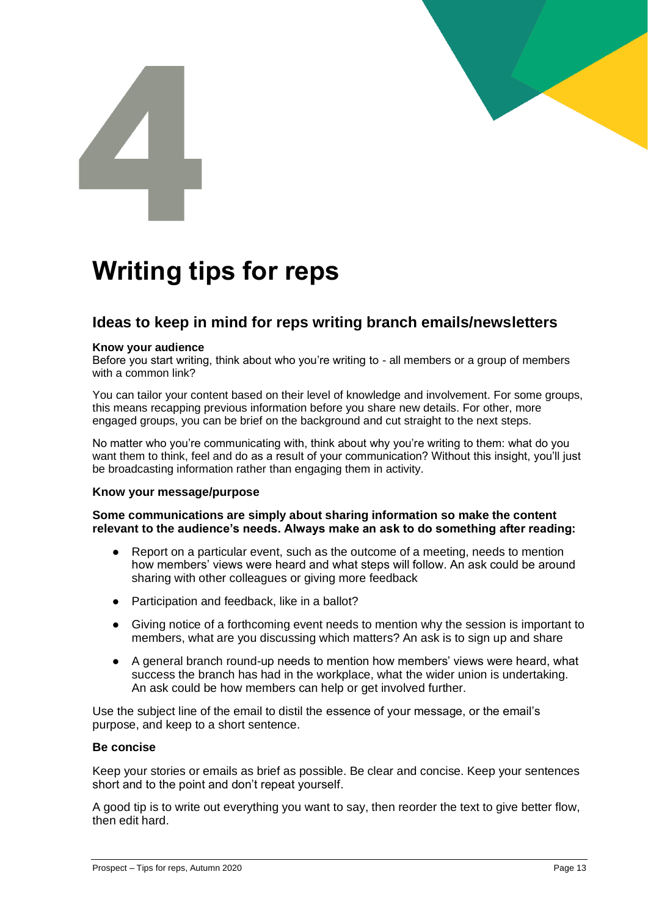# 4

# Writing tips for reps

## Ideas to keep in mind for reps writing branch emails/newsletters

**Know your audience**
Before you start writing, think about who you're writing to - all members or a group of members with a common link?

You can tailor your content based on their level of knowledge and involvement. For some groups, this means recapping previous information before you share new details. For other, more engaged groups, you can be brief on the background and cut straight to the next steps.

No matter who you're communicating with, think about why you're writing to them: what do you want them to think, feel and do as a result of your communication? Without this insight, you'll just be broadcasting information rather than engaging them in activity.

**Know your message/purpose**

**Some communications are simply about sharing information so make the content relevant to the audience's needs. Always make an ask to do something after reading:**

- Report on a particular event, such as the outcome of a meeting, needs to mention how members' views were heard and what steps will follow. An ask could be around sharing with other colleagues or giving more feedback
- Participation and feedback, like in a ballot?
- Giving notice of a forthcoming event needs to mention why the session is important to members, what are you discussing which matters? An ask is to sign up and share
- A general branch round-up needs to mention how members' views were heard, what success the branch has had in the workplace, what the wider union is undertaking. An ask could be how members can help or get involved further.

Use the subject line of the email to distil the essence of your message, or the email's purpose, and keep to a short sentence.

**Be concise**

Keep your stories or emails as brief as possible. Be clear and concise. Keep your sentences short and to the point and don't repeat yourself.

A good tip is to write out everything you want to say, then reorder the text to give better flow, then edit hard.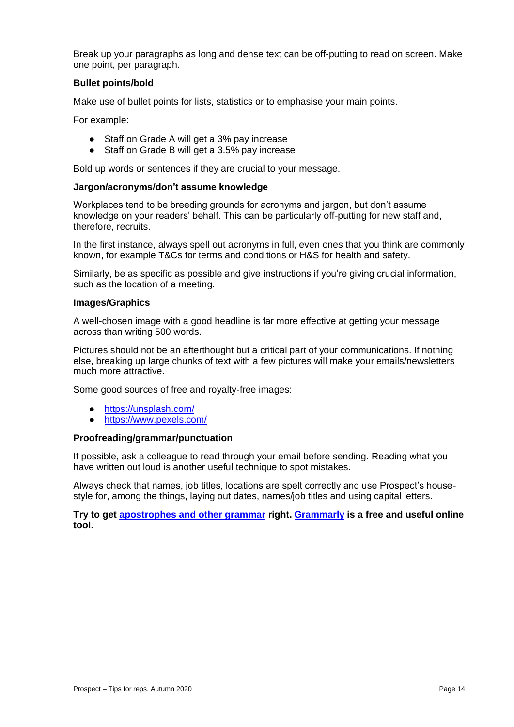Break up your paragraphs as long and dense text can be off-putting to read on screen. Make one point, per paragraph.

**Bullet points/bold**

Make use of bullet points for lists, statistics or to emphasise your main points.

For example:

- Staff on Grade A will get a 3% pay increase
- Staff on Grade B will get a 3.5% pay increase

Bold up words or sentences if they are crucial to your message.

**Jargon/acronyms/don't assume knowledge**

Workplaces tend to be breeding grounds for acronyms and jargon, but don't assume knowledge on your readers' behalf. This can be particularly off-putting for new staff and, therefore, recruits.

In the first instance, always spell out acronyms in full, even ones that you think are commonly known, for example T&Cs for terms and conditions or H&S for health and safety.

Similarly, be as specific as possible and give instructions if you're giving crucial information, such as the location of a meeting.

**Images/Graphics**

A well-chosen image with a good headline is far more effective at getting your message across than writing 500 words.

Pictures should not be an afterthought but a critical part of your communications. If nothing else, breaking up large chunks of text with a few pictures will make your emails/newsletters much more attractive.

Some good sources of free and royalty-free images:

- [https://unsplash.com/](https://unsplash.com/)
- [https://www.pexels.com/](https://www.pexels.com/)

**Proofreading/grammar/punctuation**

If possible, ask a colleague to read through your email before sending. Reading what you have written out loud is another useful technique to spot mistakes.

Always check that names, job titles, locations are spelt correctly and use Prospect's house-style for, among the things, laying out dates, names/job titles and using capital letters.

**Try to get apostrophes and other grammar right. Grammarly is a free and useful online tool.**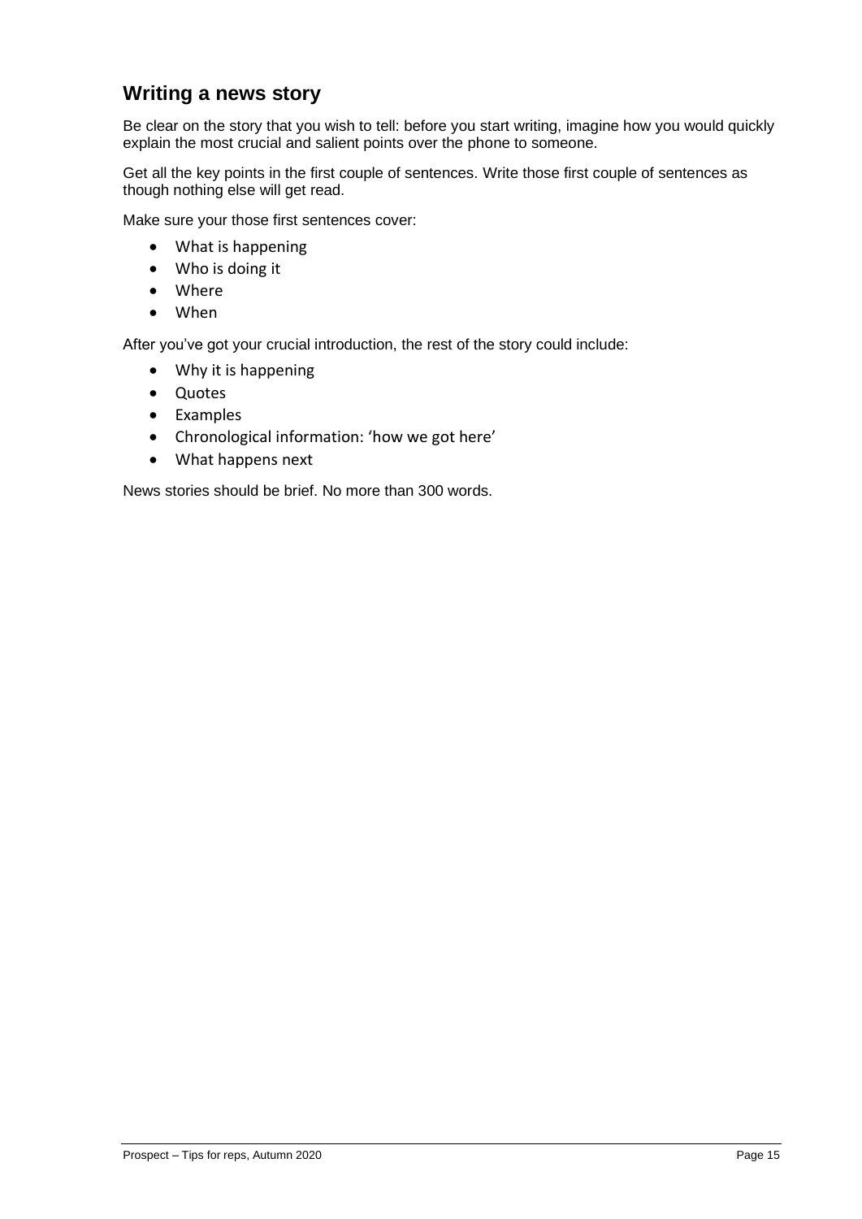## Writing a news story

Be clear on the story that you wish to tell: before you start writing, imagine how you would quickly explain the most crucial and salient points over the phone to someone.

Get all the key points in the first couple of sentences. Write those first couple of sentences as though nothing else will get read.

Make sure your those first sentences cover:

- What is happening
- Who is doing it
- Where
- When

After you've got your crucial introduction, the rest of the story could include:

- Why it is happening
- Quotes
- Examples
- Chronological information: 'how we got here'
- What happens next

News stories should be brief. No more than 300 words.